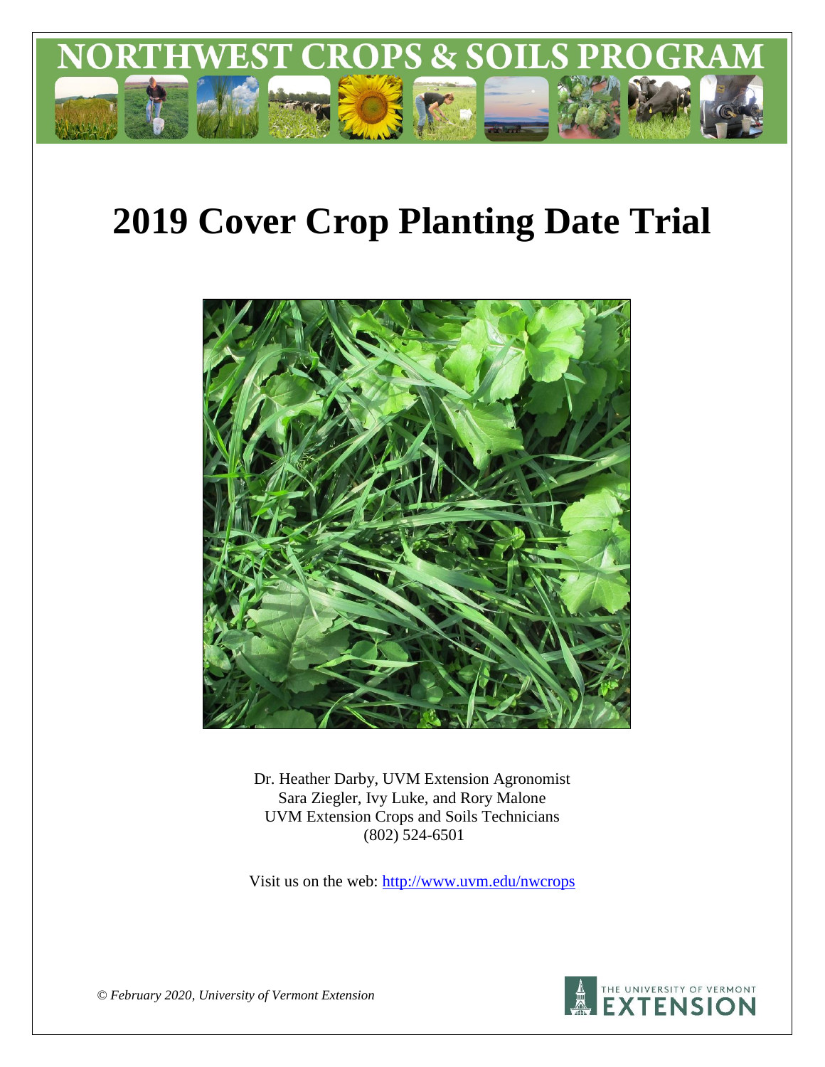NORTHWEST CROPS & SOILS PROGRAM

# 2019 Cover Crop Planting Date Trial

Dr. Heather Darby, UVM Extension Agronomist
Sara Ziegler, Ivy Luke, and Rory Malone
UVM Extension Crops and Soils Technicians
(802) 524-6501

Visit us on the web: http://www.uvm.edu/nwcrops

*© February 2020, University of Vermont Extension*

THE UNIVERSITY OF VERMONT EXTENSION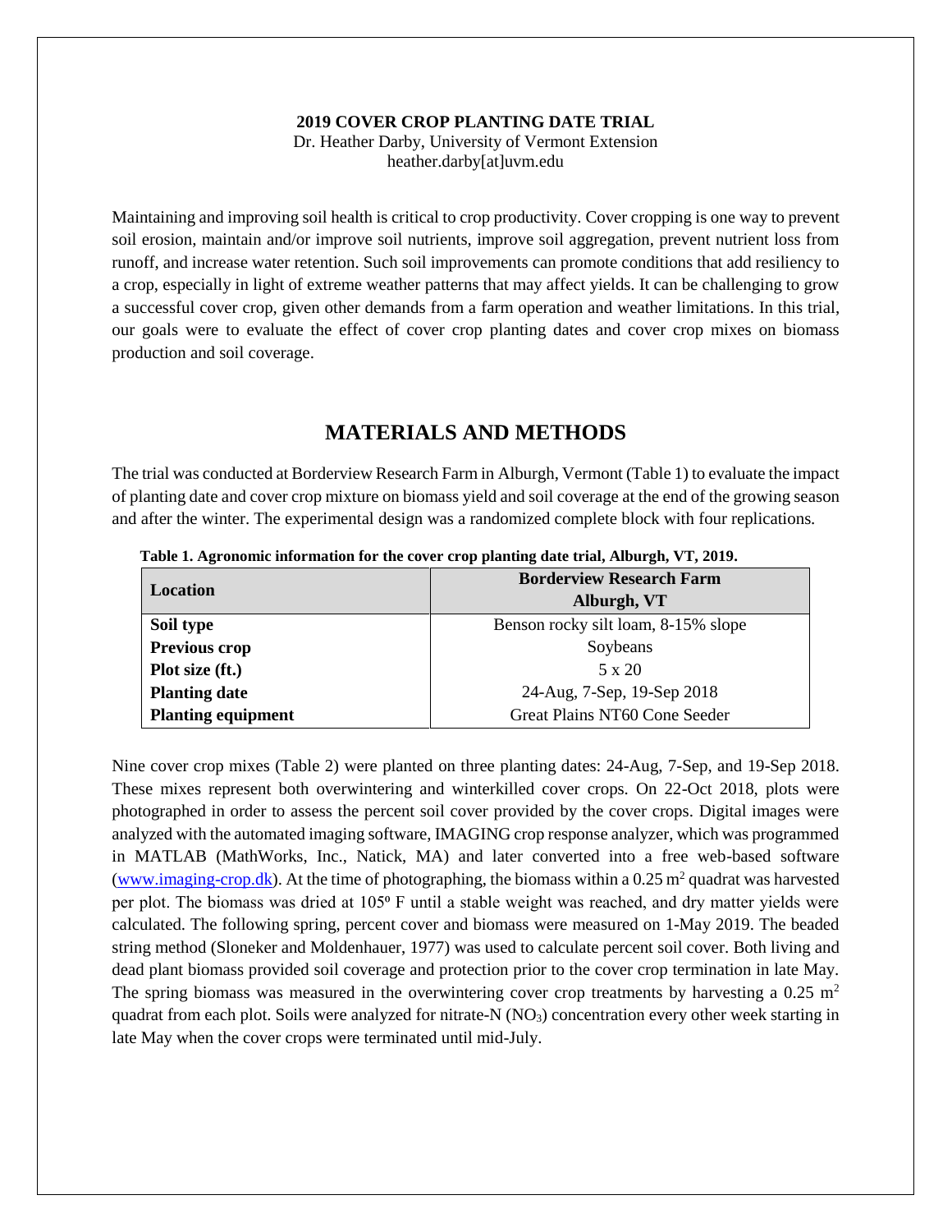**2019 COVER CROP PLANTING DATE TRIAL**
Dr. Heather Darby, University of Vermont Extension
heather.darby[at]uvm.edu

Maintaining and improving soil health is critical to crop productivity. Cover cropping is one way to prevent soil erosion, maintain and/or improve soil nutrients, improve soil aggregation, prevent nutrient loss from runoff, and increase water retention. Such soil improvements can promote conditions that add resiliency to a crop, especially in light of extreme weather patterns that may affect yields. It can be challenging to grow a successful cover crop, given other demands from a farm operation and weather limitations. In this trial, our goals were to evaluate the effect of cover crop planting dates and cover crop mixes on biomass production and soil coverage.

## MATERIALS AND METHODS

The trial was conducted at Borderview Research Farm in Alburgh, Vermont (Table 1) to evaluate the impact of planting date and cover crop mixture on biomass yield and soil coverage at the end of the growing season and after the winter. The experimental design was a randomized complete block with four replications.

**Table 1. Agronomic information for the cover crop planting date trial, Alburgh, VT, 2019.**

| Location | Borderview Research Farm Alburgh, VT |
|---|---|
| **Soil type** | Benson rocky silt loam, 8-15% slope |
| **Previous crop** | Soybeans |
| **Plot size (ft.)** | 5 x 20 |
| **Planting date** | 24-Aug, 7-Sep, 19-Sep 2018 |
| **Planting equipment** | Great Plains NT60 Cone Seeder |

Nine cover crop mixes (Table 2) were planted on three planting dates: 24-Aug, 7-Sep, and 19-Sep 2018. These mixes represent both overwintering and winterkilled cover crops. On 22-Oct 2018, plots were photographed in order to assess the percent soil cover provided by the cover crops. Digital images were analyzed with the automated imaging software, IMAGING crop response analyzer, which was programmed in MATLAB (MathWorks, Inc., Natick, MA) and later converted into a free web-based software (www.imaging-crop.dk). At the time of photographing, the biomass within a 0.25 $m^2$ quadrat was harvested per plot. The biomass was dried at 105° F until a stable weight was reached, and dry matter yields were calculated. The following spring, percent cover and biomass were measured on 1-May 2019. The beaded string method (Sloneker and Moldenhauer, 1977) was used to calculate percent soil cover. Both living and dead plant biomass provided soil coverage and protection prior to the cover crop termination in late May. The spring biomass was measured in the overwintering cover crop treatments by harvesting a 0.25 $m^2$ quadrat from each plot. Soils were analyzed for nitrate-N ($NO_3$) concentration every other week starting in late May when the cover crops were terminated until mid-July.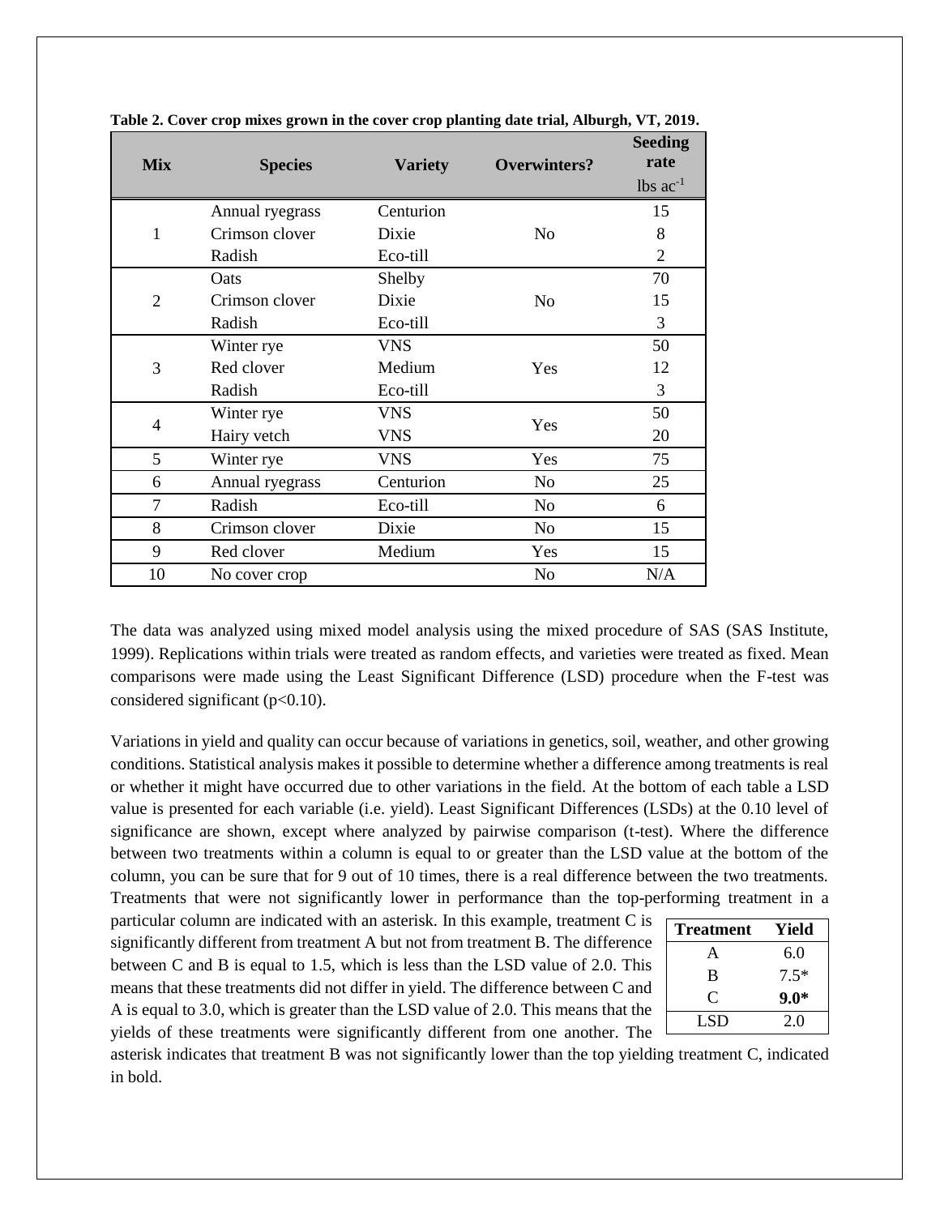**Table 2. Cover crop mixes grown in the cover crop planting date trial, Alburgh, VT, 2019.**

| Mix | Species | Variety | Overwinters? | Seeding rate |
|---|---|---|---|---|
| | | | | lbs $ac^{-1}$ |
| 1 | Annual ryegrass | Centurion | No | 15 |
| | Crimson clover | Dixie | | 8 |
| | Radish | Eco-till | | 2 |
| 2 | Oats | Shelby | No | 70 |
| | Crimson clover | Dixie | | 15 |
| | Radish | Eco-till | | 3 |
| 3 | Winter rye | VNS | Yes | 50 |
| | Red clover | Medium | | 12 |
| | Radish | Eco-till | | 3 |
| 4 | Winter rye | VNS | Yes | 50 |
| | Hairy vetch | VNS | | 20 |
| 5 | Winter rye | VNS | Yes | 75 |
| 6 | Annual ryegrass | Centurion | No | 25 |
| 7 | Radish | Eco-till | No | 6 |
| 8 | Crimson clover | Dixie | No | 15 |
| 9 | Red clover | Medium | Yes | 15 |
| 10 | No cover crop | | No | N/A |

The data was analyzed using mixed model analysis using the mixed procedure of SAS (SAS Institute, 1999). Replications within trials were treated as random effects, and varieties were treated as fixed. Mean comparisons were made using the Least Significant Difference (LSD) procedure when the F-test was considered significant ($p<0.10$).

Variations in yield and quality can occur because of variations in genetics, soil, weather, and other growing conditions. Statistical analysis makes it possible to determine whether a difference among treatments is real or whether it might have occurred due to other variations in the field. At the bottom of each table a LSD value is presented for each variable (i.e. yield). Least Significant Differences (LSDs) at the 0.10 level of significance are shown, except where analyzed by pairwise comparison (t-test). Where the difference between two treatments within a column is equal to or greater than the LSD value at the bottom of the column, you can be sure that for 9 out of 10 times, there is a real difference between the two treatments. Treatments that were not significantly lower in performance than the top-performing treatment in a particular column are indicated with an asterisk. In this example, treatment C is significantly different from treatment A but not from treatment B. The difference between C and B is equal to 1.5, which is less than the LSD value of 2.0. This means that these treatments did not differ in yield. The difference between C and A is equal to 3.0, which is greater than the LSD value of 2.0. This means that the yields of these treatments were significantly different from one another. The asterisk indicates that treatment B was not significantly lower than the top yielding treatment C, indicated in bold.

| Treatment | Yield |
|---|---|
| A | 6.0 |
| B | 7.5* |
| C | **9.0*** |
| LSD | 2.0 |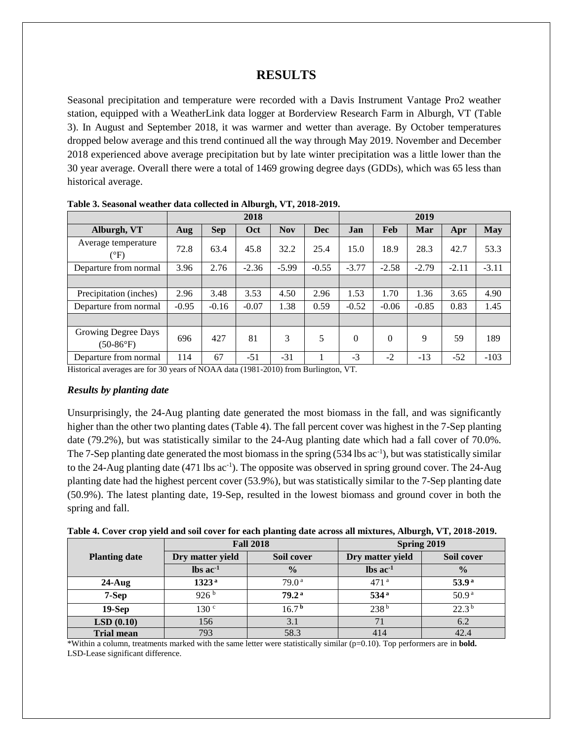# RESULTS

Seasonal precipitation and temperature were recorded with a Davis Instrument Vantage Pro2 weather station, equipped with a WeatherLink data logger at Borderview Research Farm in Alburgh, VT (Table 3). In August and September 2018, it was warmer and wetter than average. By October temperatures dropped below average and this trend continued all the way through May 2019. November and December 2018 experienced above average precipitation but by late winter precipitation was a little lower than the 30 year average. Overall there were a total of 1469 growing degree days (GDDs), which was 65 less than historical average.

**Table 3. Seasonal weather data collected in Alburgh, VT, 2018-2019.**

| | 2018 | | | | | 2019 | | | | |
|---|---|---|---|---|---|---|---|---|---|---|
| **Alburgh, VT** | **Aug** | **Sep** | **Oct** | **Nov** | **Dec** | **Jan** | **Feb** | **Mar** | **Apr** | **May** |
| Average temperature (°F) | 72.8 | 63.4 | 45.8 | 32.2 | 25.4 | 15.0 | 18.9 | 28.3 | 42.7 | 53.3 |
| Departure from normal | 3.96 | 2.76 | -2.36 | -5.99 | -0.55 | -3.77 | -2.58 | -2.79 | -2.11 | -3.11 |
| | | | | | | | | | | |
| Precipitation (inches) | 2.96 | 3.48 | 3.53 | 4.50 | 2.96 | 1.53 | 1.70 | 1.36 | 3.65 | 4.90 |
| Departure from normal | -0.95 | -0.16 | -0.07 | 1.38 | 0.59 | -0.52 | -0.06 | -0.85 | 0.83 | 1.45 |
| | | | | | | | | | | |
| Growing Degree Days (50-86°F) | 696 | 427 | 81 | 3 | 5 | 0 | 0 | 9 | 59 | 189 |
| Departure from normal | 114 | 67 | -51 | -31 | 1 | -3 | -2 | -13 | -52 | -103 |

Historical averages are for 30 years of NOAA data (1981-2010) from Burlington, VT.

### *Results by planting date*

Unsurprisingly, the 24-Aug planting date generated the most biomass in the fall, and was significantly higher than the other two planting dates (Table 4). The fall percent cover was highest in the 7-Sep planting date (79.2%), but was statistically similar to the 24-Aug planting date which had a fall cover of 70.0%. The 7-Sep planting date generated the most biomass in the spring (534 lbs ac$^{-1}$), but was statistically similar to the 24-Aug planting date (471 lbs ac$^{-1}$). The opposite was observed in spring ground cover. The 24-Aug planting date had the highest percent cover (53.9%), but was statistically similar to the 7-Sep planting date (50.9%). The latest planting date, 19-Sep, resulted in the lowest biomass and ground cover in both the spring and fall.

**Table 4. Cover crop yield and soil cover for each planting date across all mixtures, Alburgh, VT, 2018-2019.**

| Planting date | Fall 2018 | | Spring 2019 | |
|---|---|---|---|---|
| | Dry matter yield | Soil cover | Dry matter yield | Soil cover |
| | lbs ac$^{-1}$ | % | lbs ac$^{-1}$ | % |
| **24-Aug** | **1323** $^{a}$ | 79.0 $^{a}$ | 471 $^{a}$ | **53.9** $^{a}$ |
| **7-Sep** | 926 $^{b}$ | **79.2** $^{a}$ | **534** $^{a}$ | 50.9 $^{a}$ |
| **19-Sep** | 130 $^{c}$ | 16.7 $^{b}$ | 238 $^{b}$ | 22.3 $^{b}$ |
| **LSD (0.10)** | 156 | 3.1 | 71 | 6.2 |
| **Trial mean** | 793 | 58.3 | 414 | 42.4 |

*Within a column, treatments marked with the same letter were statistically similar (p=0.10). Top performers are in **bold.**
LSD-Lease significant difference.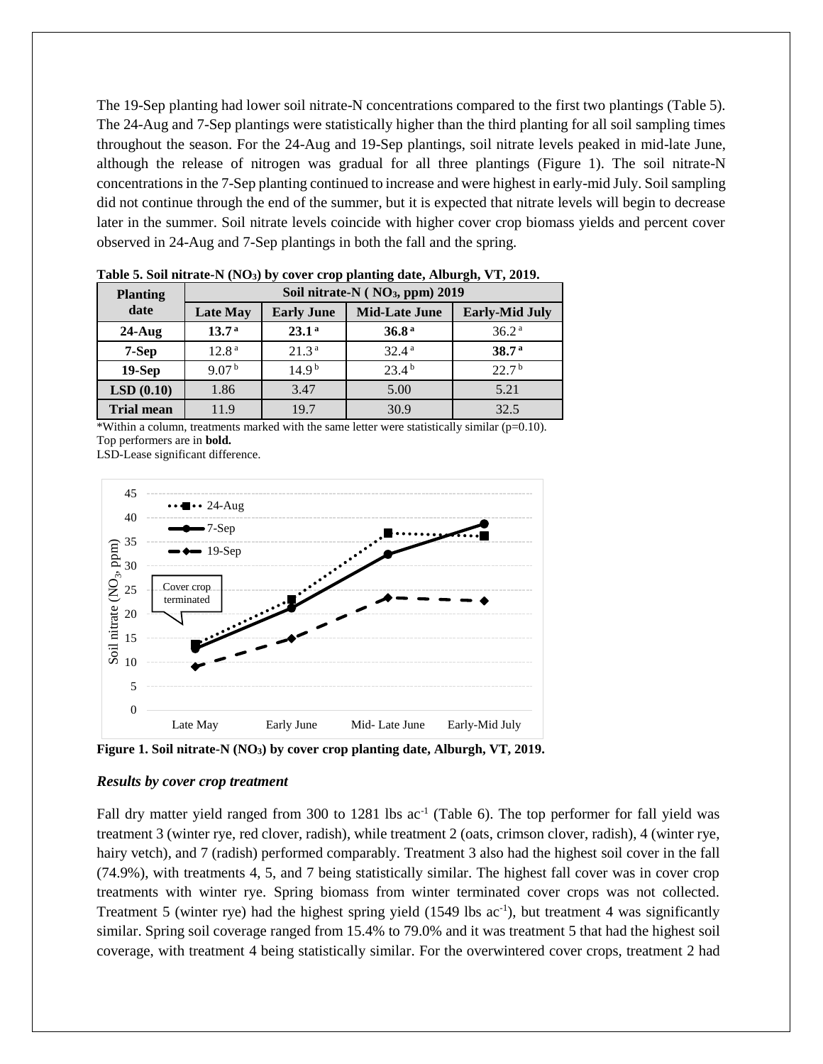The 19-Sep planting had lower soil nitrate-N concentrations compared to the first two plantings (Table 5). The 24-Aug and 7-Sep plantings were statistically higher than the third planting for all soil sampling times throughout the season. For the 24-Aug and 19-Sep plantings, soil nitrate levels peaked in mid-late June, although the release of nitrogen was gradual for all three plantings (Figure 1). The soil nitrate-N concentrations in the 7-Sep planting continued to increase and were highest in early-mid July. Soil sampling did not continue through the end of the summer, but it is expected that nitrate levels will begin to decrease later in the summer. Soil nitrate levels coincide with higher cover crop biomass yields and percent cover observed in 24-Aug and 7-Sep plantings in both the fall and the spring.

**Table 5. Soil nitrate-N ($NO_3$) by cover crop planting date, Alburgh, VT, 2019.**

| Planting date | Soil nitrate-N ( $NO_3$, ppm) 2019 | | | |
|---|---|---|---|---|
| | Late May | Early June | Mid-Late June | Early-Mid July |
| **24-Aug** | **13.7** [a] | **23.1** [a] | **36.8** [a] | 36.2 [a] |
| **7-Sep** | 12.8 [a] | 21.3 [a] | 32.4 [a] | **38.7** [a] |
| **19-Sep** | 9.07 [b] | 14.9 [b] | 23.4 [b] | 22.7 [b] |
| **LSD (0.10)** | 1.86 | 3.47 | 5.00 | 5.21 |
| **Trial mean** | 11.9 | 19.7 | 30.9 | 32.5 |

*Within a column, treatments marked with the same letter were statistically similar (p=0.10).
Top performers are in **bold.**
LSD-Lease significant difference.

**Figure 1. Soil nitrate-N ($NO_3$) by cover crop planting date, Alburgh, VT, 2019.**

### *Results by cover crop treatment*

Fall dry matter yield ranged from 300 to 1281 lbs $ac^{-1}$ (Table 6). The top performer for fall yield was treatment 3 (winter rye, red clover, radish), while treatment 2 (oats, crimson clover, radish), 4 (winter rye, hairy vetch), and 7 (radish) performed comparably. Treatment 3 also had the highest soil cover in the fall (74.9%), with treatments 4, 5, and 7 being statistically similar. The highest fall cover was in cover crop treatments with winter rye. Spring biomass from winter terminated cover crops was not collected. Treatment 5 (winter rye) had the highest spring yield (1549 lbs $ac^{-1}$), but treatment 4 was significantly similar. Spring soil coverage ranged from 15.4% to 79.0% and it was treatment 5 that had the highest soil coverage, with treatment 4 being statistically similar. For the overwintered cover crops, treatment 2 had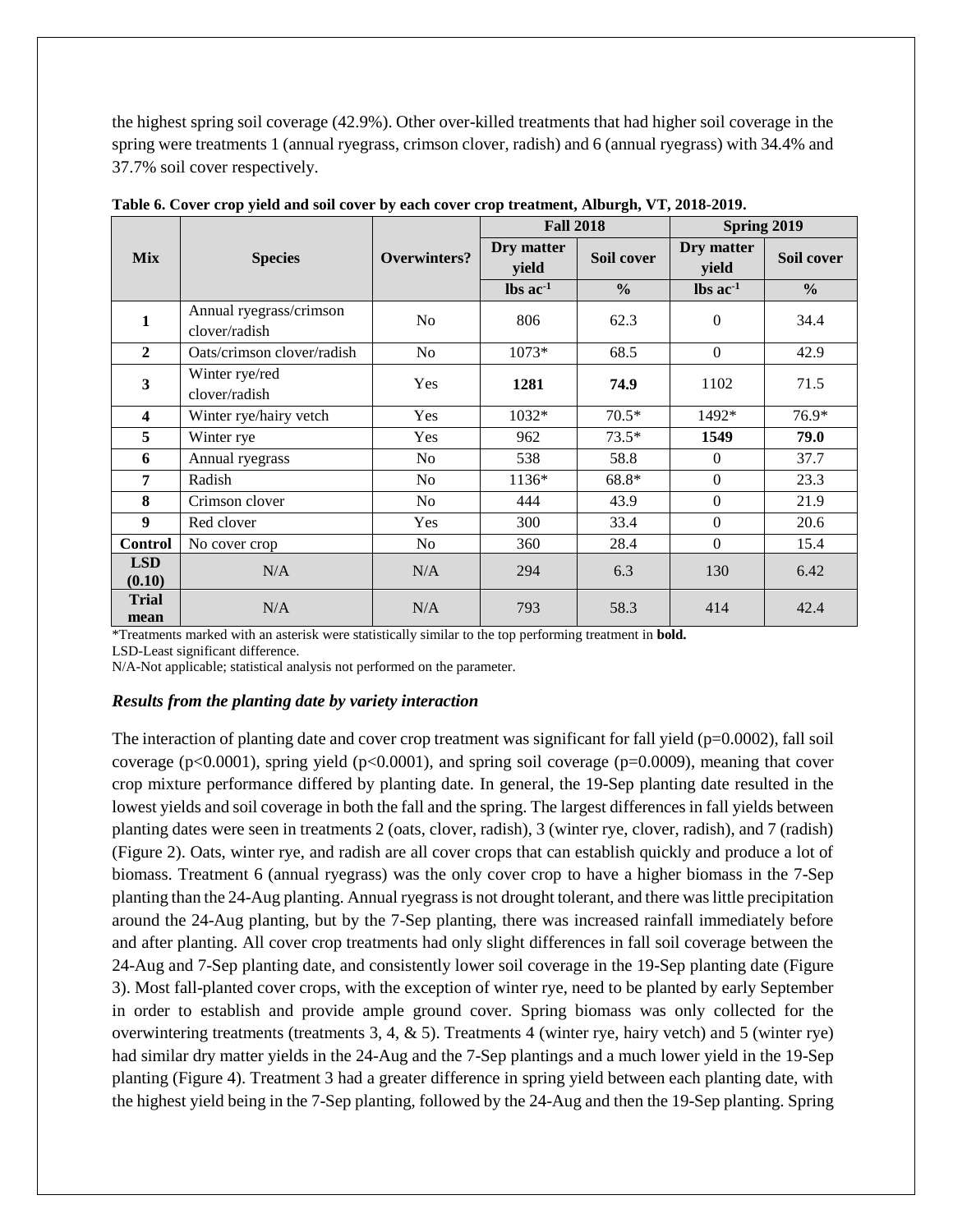the highest spring soil coverage (42.9%). Other over-killed treatments that had higher soil coverage in the spring were treatments 1 (annual ryegrass, crimson clover, radish) and 6 (annual ryegrass) with 34.4% and 37.7% soil cover respectively.

**Table 6. Cover crop yield and soil cover by each cover crop treatment, Alburgh, VT, 2018-2019.**

| Mix | Species | Overwinters? | Fall 2018 | | Spring 2019 | |
|---|---|---|---|---|---|---|
| | | | Dry matter yield | Soil cover | Dry matter yield | Soil cover |
| | | | lbs ac$^{-1}$ | % | lbs ac$^{-1}$ | % |
| **1** | Annual ryegrass/crimson clover/radish | No | 806 | 62.3 | 0 | 34.4 |
| **2** | Oats/crimson clover/radish | No | 1073* | 68.5 | 0 | 42.9 |
| **3** | Winter rye/red clover/radish | Yes | **1281** | **74.9** | 1102 | 71.5 |
| **4** | Winter rye/hairy vetch | Yes | 1032* | 70.5* | 1492* | 76.9* |
| **5** | Winter rye | Yes | 962 | 73.5* | **1549** | **79.0** |
| **6** | Annual ryegrass | No | 538 | 58.8 | 0 | 37.7 |
| **7** | Radish | No | 1136* | 68.8* | 0 | 23.3 |
| **8** | Crimson clover | No | 444 | 43.9 | 0 | 21.9 |
| **9** | Red clover | Yes | 300 | 33.4 | 0 | 20.6 |
| **Control** | No cover crop | No | 360 | 28.4 | 0 | 15.4 |
| **LSD (0.10)** | N/A | N/A | 294 | 6.3 | 130 | 6.42 |
| **Trial mean** | N/A | N/A | 793 | 58.3 | 414 | 42.4 |

*Treatments marked with an asterisk were statistically similar to the top performing treatment in **bold.**
LSD-Least significant difference.
N/A-Not applicable; statistical analysis not performed on the parameter.

### *Results from the planting date by variety interaction*

The interaction of planting date and cover crop treatment was significant for fall yield ($p=0.0002$), fall soil coverage ($p<0.0001$), spring yield ($p<0.0001$), and spring soil coverage ($p=0.0009$), meaning that cover crop mixture performance differed by planting date. In general, the 19-Sep planting date resulted in the lowest yields and soil coverage in both the fall and the spring. The largest differences in fall yields between planting dates were seen in treatments 2 (oats, clover, radish), 3 (winter rye, clover, radish), and 7 (radish) (Figure 2). Oats, winter rye, and radish are all cover crops that can establish quickly and produce a lot of biomass. Treatment 6 (annual ryegrass) was the only cover crop to have a higher biomass in the 7-Sep planting than the 24-Aug planting. Annual ryegrass is not drought tolerant, and there was little precipitation around the 24-Aug planting, but by the 7-Sep planting, there was increased rainfall immediately before and after planting. All cover crop treatments had only slight differences in fall soil coverage between the 24-Aug and 7-Sep planting date, and consistently lower soil coverage in the 19-Sep planting date (Figure 3). Most fall-planted cover crops, with the exception of winter rye, need to be planted by early September in order to establish and provide ample ground cover. Spring biomass was only collected for the overwintering treatments (treatments 3, 4, & 5). Treatments 4 (winter rye, hairy vetch) and 5 (winter rye) had similar dry matter yields in the 24-Aug and the 7-Sep plantings and a much lower yield in the 19-Sep planting (Figure 4). Treatment 3 had a greater difference in spring yield between each planting date, with the highest yield being in the 7-Sep planting, followed by the 24-Aug and then the 19-Sep planting. Spring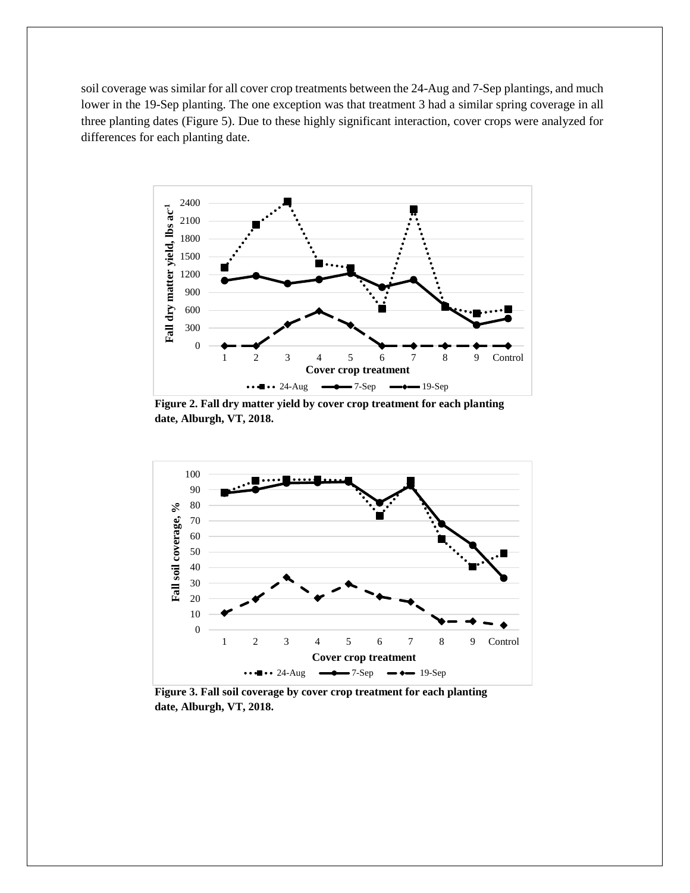soil coverage was similar for all cover crop treatments between the 24-Aug and 7-Sep plantings, and much lower in the 19-Sep planting. The one exception was that treatment 3 had a similar spring coverage in all three planting dates (Figure 5). Due to these highly significant interaction, cover crops were analyzed for differences for each planting date.

**Figure 2. Fall dry matter yield by cover crop treatment for each planting date, Alburgh, VT, 2018.**

**Figure 3. Fall soil coverage by cover crop treatment for each planting date, Alburgh, VT, 2018.**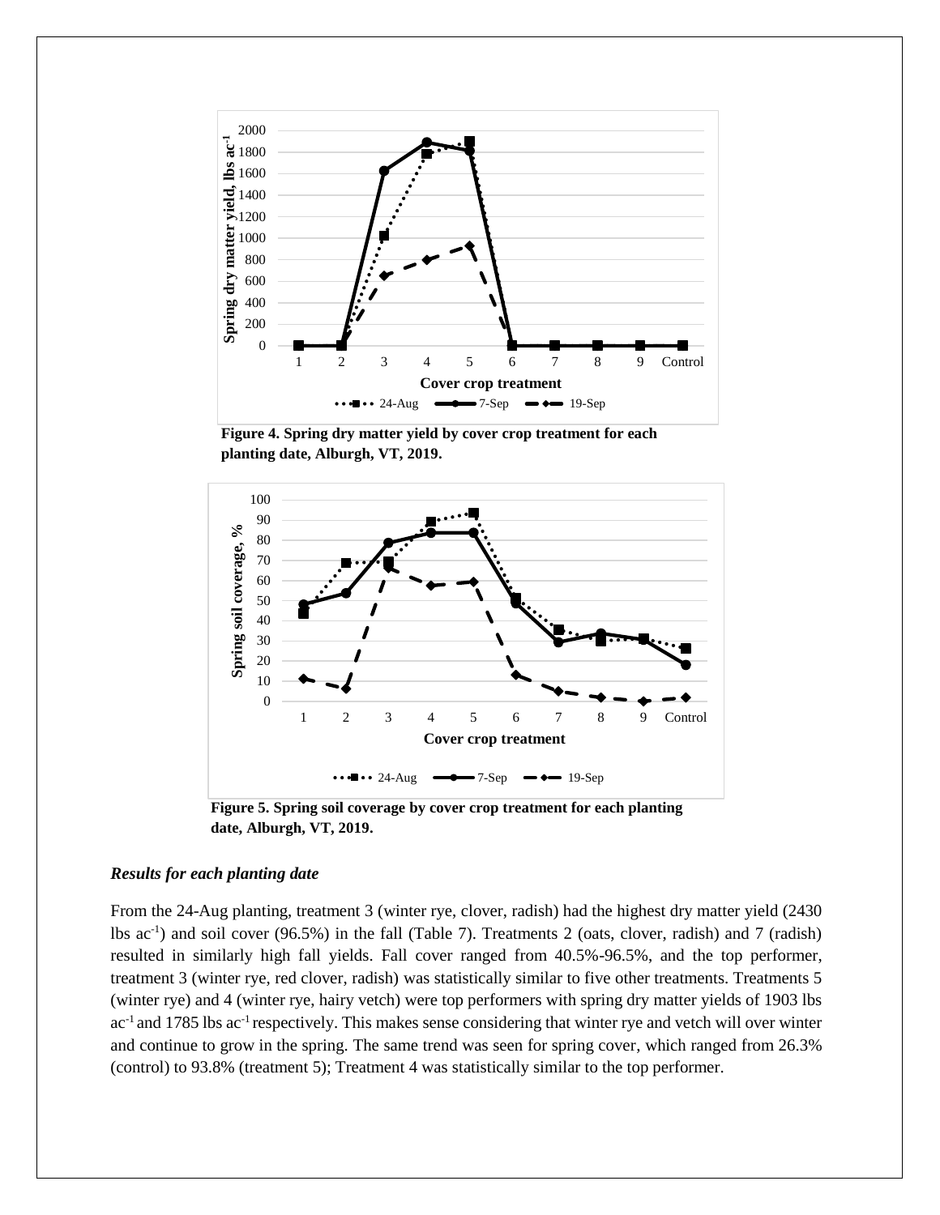**Figure 4. Spring dry matter yield by cover crop treatment for each planting date, Alburgh, VT, 2019.**

**Figure 5. Spring soil coverage by cover crop treatment for each planting date, Alburgh, VT, 2019.**

### *Results for each planting date*

From the 24-Aug planting, treatment 3 (winter rye, clover, radish) had the highest dry matter yield (2430 lbs $ac^{-1}$) and soil cover (96.5%) in the fall (Table 7). Treatments 2 (oats, clover, radish) and 7 (radish) resulted in similarly high fall yields. Fall cover ranged from 40.5%-96.5%, and the top performer, treatment 3 (winter rye, red clover, radish) was statistically similar to five other treatments. Treatments 5 (winter rye) and 4 (winter rye, hairy vetch) were top performers with spring dry matter yields of 1903 lbs $ac^{-1}$ and 1785 lbs $ac^{-1}$ respectively. This makes sense considering that winter rye and vetch will over winter and continue to grow in the spring. The same trend was seen for spring cover, which ranged from 26.3% (control) to 93.8% (treatment 5); Treatment 4 was statistically similar to the top performer.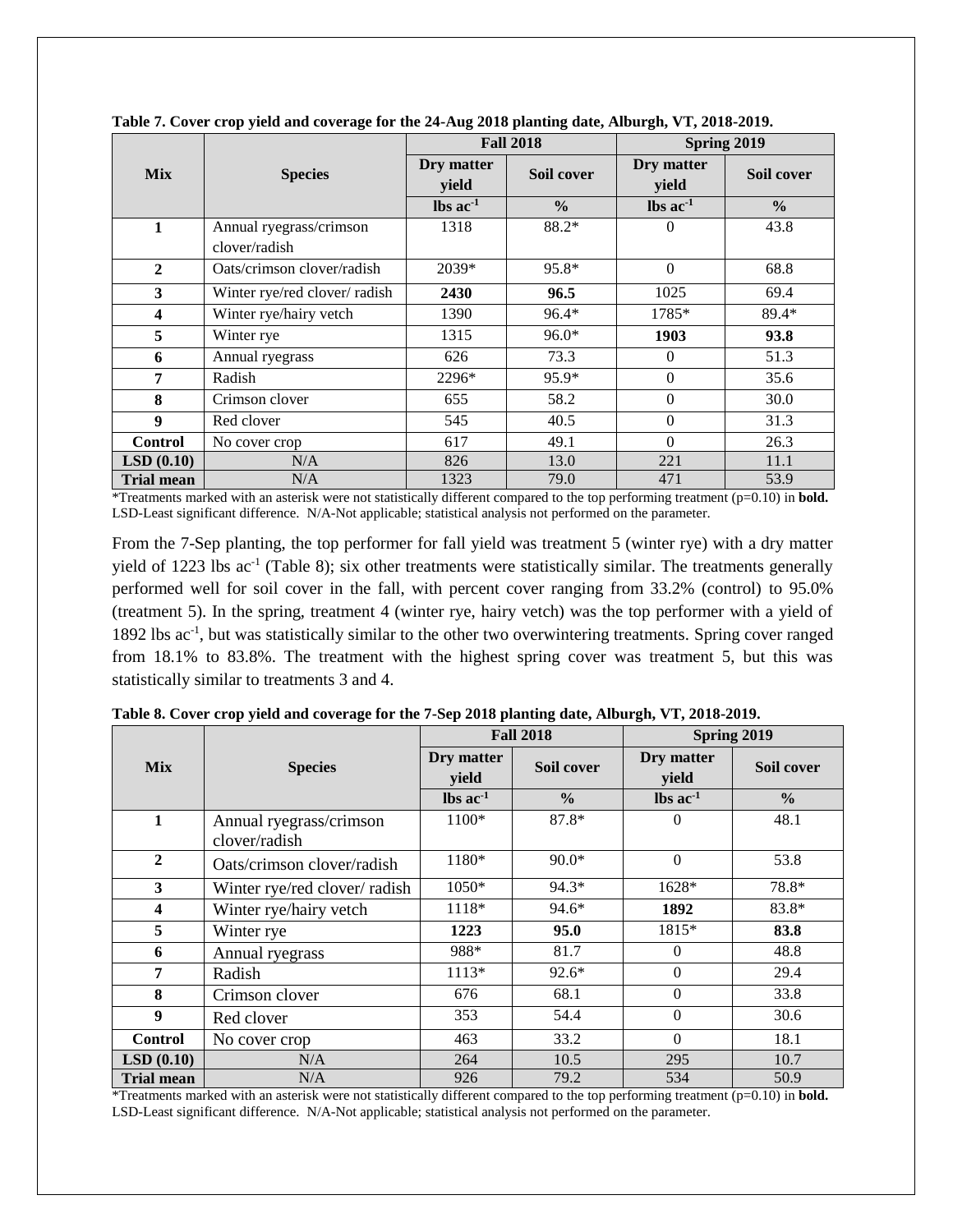**Table 7. Cover crop yield and coverage for the 24-Aug 2018 planting date, Alburgh, VT, 2018-2019.**

| Mix | Species | Fall 2018 | | Spring 2019 | |
|---|---|---|---|---|---|
| | | Dry matter yield | Soil cover | Dry matter yield | Soil cover |
| | | lbs $ac^{-1}$ | % | lbs $ac^{-1}$ | % |
| **1** | Annual ryegrass/crimson clover/radish | 1318 | 88.2* | 0 | 43.8 |
| **2** | Oats/crimson clover/radish | 2039* | 95.8* | 0 | 68.8 |
| **3** | Winter rye/red clover/ radish | **2430** | **96.5** | 1025 | 69.4 |
| **4** | Winter rye/hairy vetch | 1390 | 96.4* | 1785* | 89.4* |
| **5** | Winter rye | 1315 | 96.0* | **1903** | **93.8** |
| **6** | Annual ryegrass | 626 | 73.3 | 0 | 51.3 |
| **7** | Radish | 2296* | 95.9* | 0 | 35.6 |
| **8** | Crimson clover | 655 | 58.2 | 0 | 30.0 |
| **9** | Red clover | 545 | 40.5 | 0 | 31.3 |
| **Control** | No cover crop | 617 | 49.1 | 0 | 26.3 |
| **LSD (0.10)** | N/A | 826 | 13.0 | 221 | 11.1 |
| **Trial mean** | N/A | 1323 | 79.0 | 471 | 53.9 |

*Treatments marked with an asterisk were not statistically different compared to the top performing treatment (p=0.10) in **bold.** LSD-Least significant difference. N/A-Not applicable; statistical analysis not performed on the parameter.

From the 7-Sep planting, the top performer for fall yield was treatment 5 (winter rye) with a dry matter yield of 1223 lbs $ac^{-1}$ (Table 8); six other treatments were statistically similar. The treatments generally performed well for soil cover in the fall, with percent cover ranging from 33.2% (control) to 95.0% (treatment 5). In the spring, treatment 4 (winter rye, hairy vetch) was the top performer with a yield of 1892 lbs $ac^{-1}$, but was statistically similar to the other two overwintering treatments. Spring cover ranged from 18.1% to 83.8%. The treatment with the highest spring cover was treatment 5, but this was statistically similar to treatments 3 and 4.

**Table 8. Cover crop yield and coverage for the 7-Sep 2018 planting date, Alburgh, VT, 2018-2019.**

| Mix | Species | Fall 2018 | | Spring 2019 | |
|---|---|---|---|---|---|
| | | Dry matter yield | Soil cover | Dry matter yield | Soil cover |
| | | lbs $ac^{-1}$ | % | lbs $ac^{-1}$ | % |
| **1** | Annual ryegrass/crimson clover/radish | 1100* | 87.8* | 0 | 48.1 |
| **2** | Oats/crimson clover/radish | 1180* | 90.0* | 0 | 53.8 |
| **3** | Winter rye/red clover/ radish | 1050* | 94.3* | 1628* | 78.8* |
| **4** | Winter rye/hairy vetch | 1118* | 94.6* | **1892** | 83.8* |
| **5** | Winter rye | **1223** | **95.0** | 1815* | **83.8** |
| **6** | Annual ryegrass | 988* | 81.7 | 0 | 48.8 |
| **7** | Radish | 1113* | 92.6* | 0 | 29.4 |
| **8** | Crimson clover | 676 | 68.1 | 0 | 33.8 |
| **9** | Red clover | 353 | 54.4 | 0 | 30.6 |
| **Control** | No cover crop | 463 | 33.2 | 0 | 18.1 |
| **LSD (0.10)** | N/A | 264 | 10.5 | 295 | 10.7 |
| **Trial mean** | N/A | 926 | 79.2 | 534 | 50.9 |

*Treatments marked with an asterisk were not statistically different compared to the top performing treatment (p=0.10) in **bold.** LSD-Least significant difference. N/A-Not applicable; statistical analysis not performed on the parameter.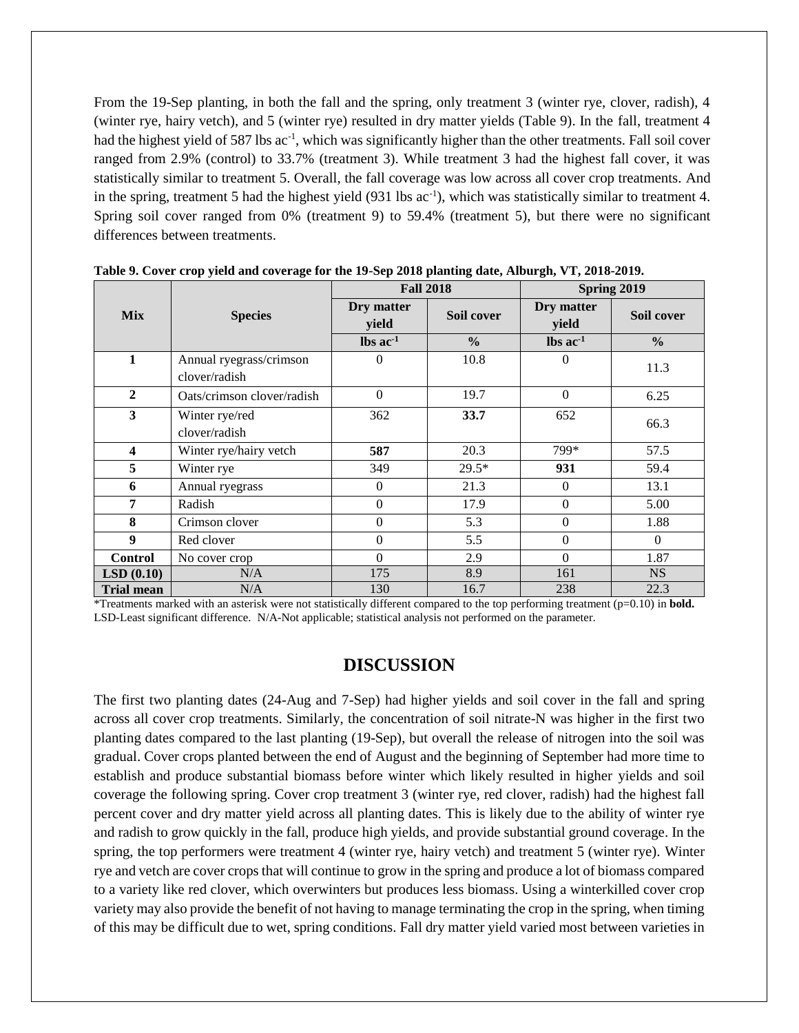From the 19-Sep planting, in both the fall and the spring, only treatment 3 (winter rye, clover, radish), 4 (winter rye, hairy vetch), and 5 (winter rye) resulted in dry matter yields (Table 9). In the fall, treatment 4 had the highest yield of 587 lbs $ac^{-1}$, which was significantly higher than the other treatments. Fall soil cover ranged from 2.9% (control) to 33.7% (treatment 3). While treatment 3 had the highest fall cover, it was statistically similar to treatment 5. Overall, the fall coverage was low across all cover crop treatments. And in the spring, treatment 5 had the highest yield (931 lbs $ac^{-1}$), which was statistically similar to treatment 4. Spring soil cover ranged from 0% (treatment 9) to 59.4% (treatment 5), but there were no significant differences between treatments.

**Table 9. Cover crop yield and coverage for the 19-Sep 2018 planting date, Alburgh, VT, 2018-2019.**

| Mix | Species | Fall 2018 | | Spring 2019 | |
|---|---|---|---|---|---|
| | | Dry matter yield | Soil cover | Dry matter yield | Soil cover |
| | | lbs $ac^{-1}$ | % | lbs $ac^{-1}$ | % |
| **1** | Annual ryegrass/crimson clover/radish | 0 | 10.8 | 0 | 11.3 |
| **2** | Oats/crimson clover/radish | 0 | 19.7 | 0 | 6.25 |
| **3** | Winter rye/red clover/radish | 362 | **33.7** | 652 | 66.3 |
| **4** | Winter rye/hairy vetch | **587** | 20.3 | 799* | 57.5 |
| **5** | Winter rye | 349 | 29.5* | **931** | 59.4 |
| **6** | Annual ryegrass | 0 | 21.3 | 0 | 13.1 |
| **7** | Radish | 0 | 17.9 | 0 | 5.00 |
| **8** | Crimson clover | 0 | 5.3 | 0 | 1.88 |
| **9** | Red clover | 0 | 5.5 | 0 | 0 |
| **Control** | No cover crop | 0 | 2.9 | 0 | 1.87 |
| **LSD (0.10)** | N/A | 175 | 8.9 | 161 | NS |
| **Trial mean** | N/A | 130 | 16.7 | 238 | 22.3 |

*Treatments marked with an asterisk were not statistically different compared to the top performing treatment (p=0.10) in **bold.**
LSD-Least significant difference. N/A-Not applicable; statistical analysis not performed on the parameter.

## DISCUSSION

The first two planting dates (24-Aug and 7-Sep) had higher yields and soil cover in the fall and spring across all cover crop treatments. Similarly, the concentration of soil nitrate-N was higher in the first two planting dates compared to the last planting (19-Sep), but overall the release of nitrogen into the soil was gradual. Cover crops planted between the end of August and the beginning of September had more time to establish and produce substantial biomass before winter which likely resulted in higher yields and soil coverage the following spring. Cover crop treatment 3 (winter rye, red clover, radish) had the highest fall percent cover and dry matter yield across all planting dates. This is likely due to the ability of winter rye and radish to grow quickly in the fall, produce high yields, and provide substantial ground coverage. In the spring, the top performers were treatment 4 (winter rye, hairy vetch) and treatment 5 (winter rye). Winter rye and vetch are cover crops that will continue to grow in the spring and produce a lot of biomass compared to a variety like red clover, which overwinters but produces less biomass. Using a winterkilled cover crop variety may also provide the benefit of not having to manage terminating the crop in the spring, when timing of this may be difficult due to wet, spring conditions. Fall dry matter yield varied most between varieties in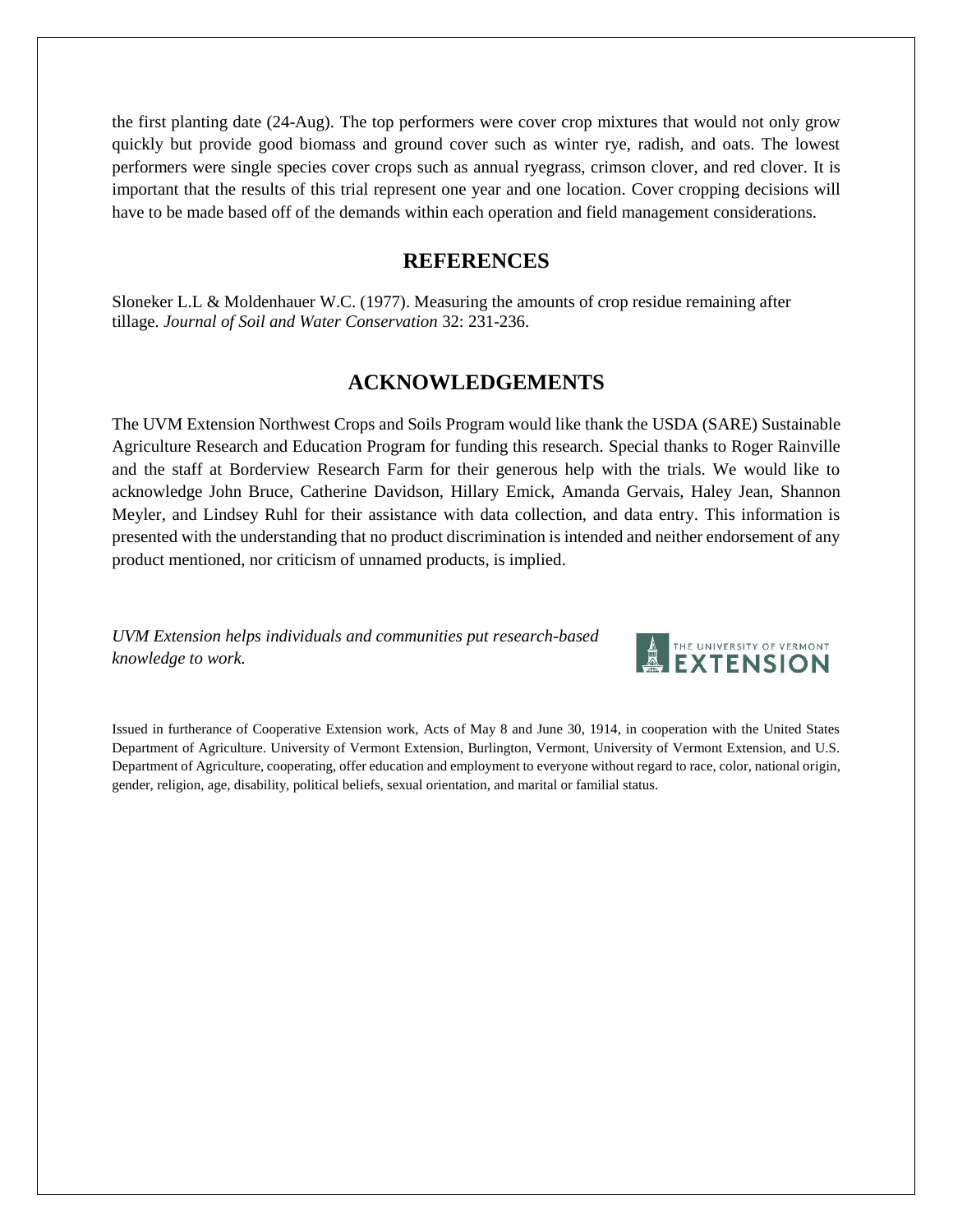the first planting date (24-Aug). The top performers were cover crop mixtures that would not only grow quickly but provide good biomass and ground cover such as winter rye, radish, and oats. The lowest performers were single species cover crops such as annual ryegrass, crimson clover, and red clover. It is important that the results of this trial represent one year and one location. Cover cropping decisions will have to be made based off of the demands within each operation and field management considerations.

## REFERENCES

Sloneker L.L & Moldenhauer W.C. (1977). Measuring the amounts of crop residue remaining after tillage. *Journal of Soil and Water Conservation* 32: 231-236.

## ACKNOWLEDGEMENTS

The UVM Extension Northwest Crops and Soils Program would like thank the USDA (SARE) Sustainable Agriculture Research and Education Program for funding this research. Special thanks to Roger Rainville and the staff at Borderview Research Farm for their generous help with the trials. We would like to acknowledge John Bruce, Catherine Davidson, Hillary Emick, Amanda Gervais, Haley Jean, Shannon Meyler, and Lindsey Ruhl for their assistance with data collection, and data entry. This information is presented with the understanding that no product discrimination is intended and neither endorsement of any product mentioned, nor criticism of unnamed products, is implied.

*UVM Extension helps individuals and communities put research-based knowledge to work.*

THE UNIVERSITY OF VERMONT EXTENSION

Issued in furtherance of Cooperative Extension work, Acts of May 8 and June 30, 1914, in cooperation with the United States Department of Agriculture. University of Vermont Extension, Burlington, Vermont, University of Vermont Extension, and U.S. Department of Agriculture, cooperating, offer education and employment to everyone without regard to race, color, national origin, gender, religion, age, disability, political beliefs, sexual orientation, and marital or familial status.